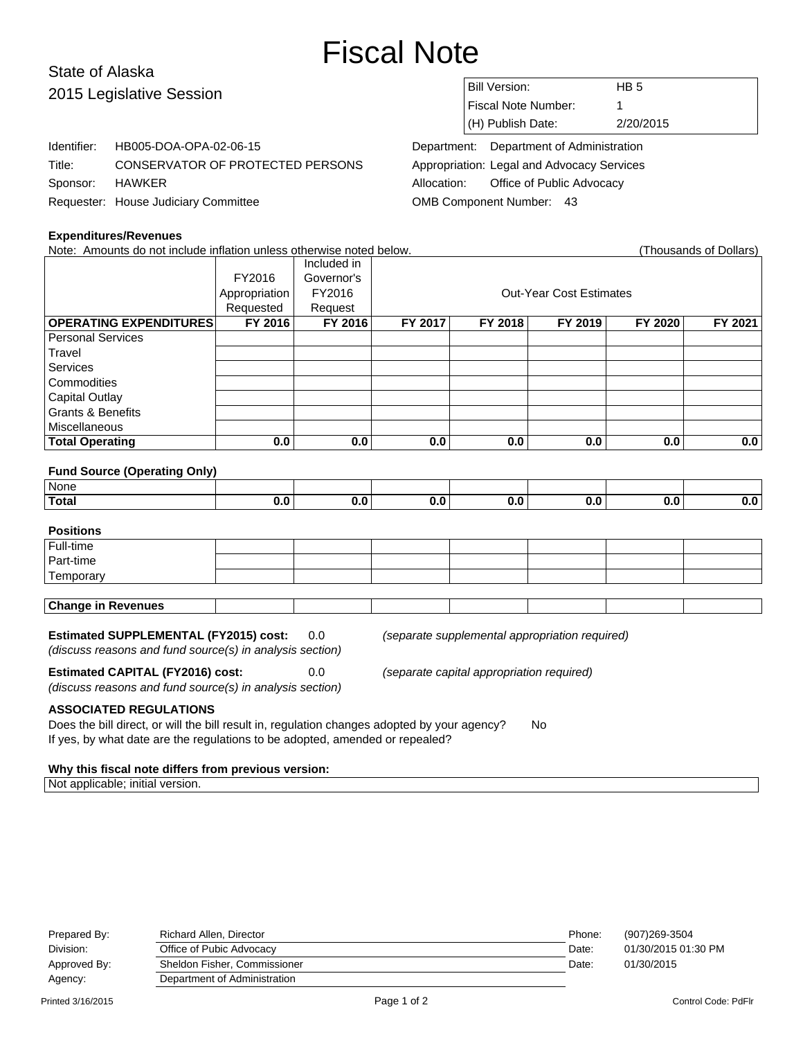# Fiscal Note

## State of Alaska
## 2015 Legislative Session

| | |
|---|---|
| Bill Version: | HB 5 |
| Fiscal Note Number: | 1 |
| (H) Publish Date: | 2/20/2015 |

Identifier: HB005-DOA-OPA-02-06-15
Title: CONSERVATOR OF PROTECTED PERSONS
Sponsor: HAWKER
Requester: House Judiciary Committee

Department: Department of Administration
Appropriation: Legal and Advocacy Services
Allocation: Office of Public Advocacy
OMB Component Number: 43

### Expenditures/Revenues

Note: Amounts do not include inflation unless otherwise noted below. (Thousands of Dollars)

| | FY2016 Appropriation Requested | Included in Governor's FY2016 Request | Out-Year Cost Estimates | | | | |
|---|---|---|---|---|---|---|---|
| **OPERATING EXPENDITURES** | **FY 2016** | **FY 2016** | **FY 2017** | **FY 2018** | **FY 2019** | **FY 2020** | **FY 2021** |
| Personal Services | | | | | | | |
| Travel | | | | | | | |
| Services | | | | | | | |
| Commodities | | | | | | | |
| Capital Outlay | | | | | | | |
| Grants & Benefits | | | | | | | |
| Miscellaneous | | | | | | | |
| **Total Operating** | **0.0** | **0.0** | **0.0** | **0.0** | **0.0** | **0.0** | **0.0** |

**Fund Source (Operating Only)**

| | | | | | | | |
|---|---|---|---|---|---|---|---|
| None | | | | | | | |
| **Total** | **0.0** | **0.0** | **0.0** | **0.0** | **0.0** | **0.0** | **0.0** |

**Positions**

| | | | | | | | |
|---|---|---|---|---|---|---|---|
| Full-time | | | | | | | |
| Part-time | | | | | | | |
| Temporary | | | | | | | |

| | | | | | | | |
|---|---|---|---|---|---|---|---|
| **Change in Revenues** | | | | | | | |

**Estimated SUPPLEMENTAL (FY2015) cost:** 0.0 *(separate supplemental appropriation required)*
*(discuss reasons and fund source(s) in analysis section)*

**Estimated CAPITAL (FY2016) cost:** 0.0 *(separate capital appropriation required)*
*(discuss reasons and fund source(s) in analysis section)*

**ASSOCIATED REGULATIONS**

Does the bill direct, or will the bill result in, regulation changes adopted by your agency? No
If yes, by what date are the regulations to be adopted, amended or repealed?

**Why this fiscal note differs from previous version:**

Not applicable; initial version.

| | | | |
|---|---|---|---|
| Prepared By: | Richard Allen, Director | Phone: | (907)269-3504 |
| Division: | Office of Pubic Advocacy | Date: | 01/30/2015 01:30 PM |
| Approved By: | Sheldon Fisher, Commissioner | Date: | 01/30/2015 |
| Agency: | Department of Administration | | |

Printed 3/16/2015 Control Code: PdFlr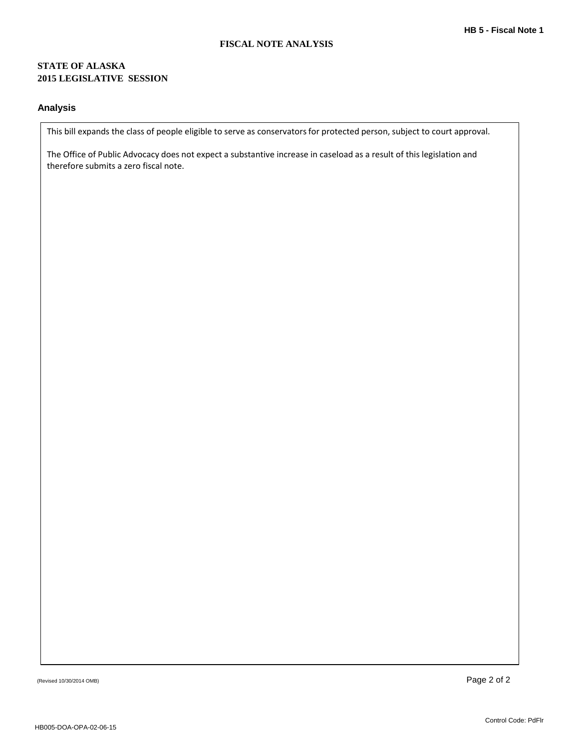# FISCAL NOTE ANALYSIS

**STATE OF ALASKA**
**2015 LEGISLATIVE SESSION**

## Analysis

This bill expands the class of people eligible to serve as conservators for protected person, subject to court approval.

The Office of Public Advocacy does not expect a substantive increase in caseload as a result of this legislation and therefore submits a zero fiscal note.